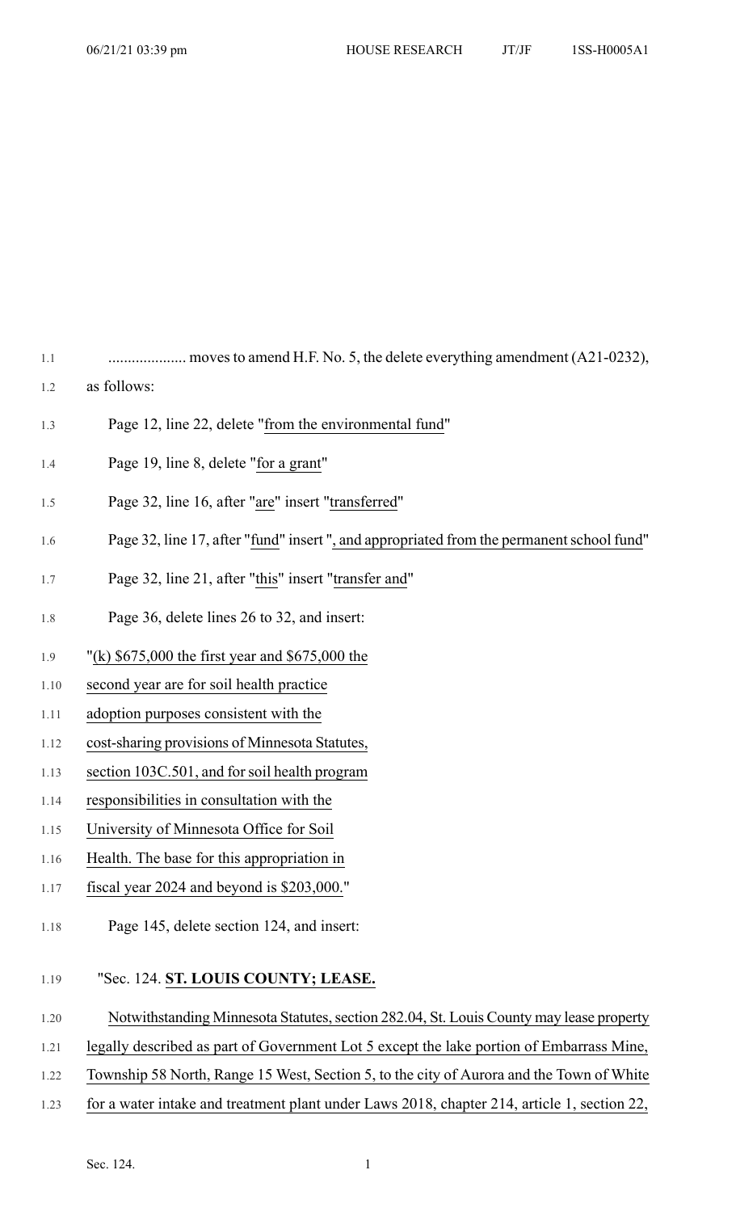.................... moves to amend H.F. No. 5, the delete everything amendment (A21-0232), as follows:

Page 12, line 22, delete "from the environmental fund"

Page 19, line 8, delete "for a grant"

Page 32, line 16, after "are" insert "transferred"

Page 32, line 17, after "fund" insert ", and appropriated from the permanent school fund"

Page 32, line 21, after "this" insert "transfer and"

Page 36, delete lines 26 to 32, and insert:

"(k) $675,000 the first year and $675,000 the second year are for soil health practice adoption purposes consistent with the cost-sharing provisions of Minnesota Statutes, section 103C.501, and for soil health program responsibilities in consultation with the University of Minnesota Office for Soil Health. The base for this appropriation in fiscal year 2024 and beyond is $203,000."

Page 145, delete section 124, and insert:

"Sec. 124. **ST. LOUIS COUNTY; LEASE.**

Notwithstanding Minnesota Statutes, section 282.04, St. Louis County may lease property legally described as part of Government Lot 5 except the lake portion of Embarrass Mine, Township 58 North, Range 15 West, Section 5, to the city of Aurora and the Town of White for a water intake and treatment plant under Laws 2018, chapter 214, article 1, section 22,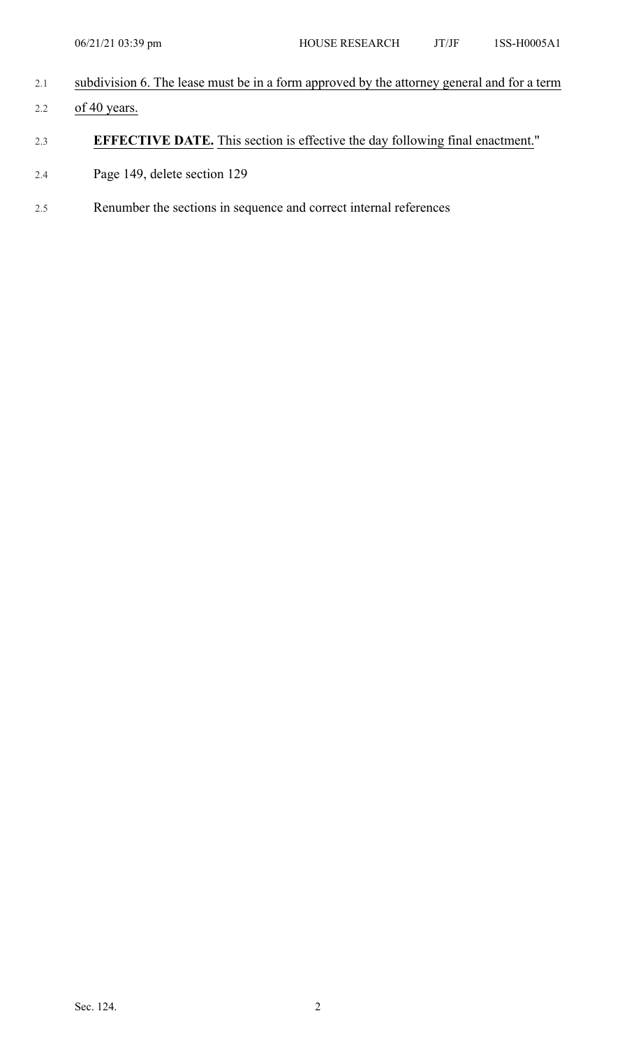subdivision 6. The lease must be in a form approved by the attorney general and for a term of 40 years.

**EFFECTIVE DATE.** This section is effective the day following final enactment."

Page 149, delete section 129

Renumber the sections in sequence and correct internal references